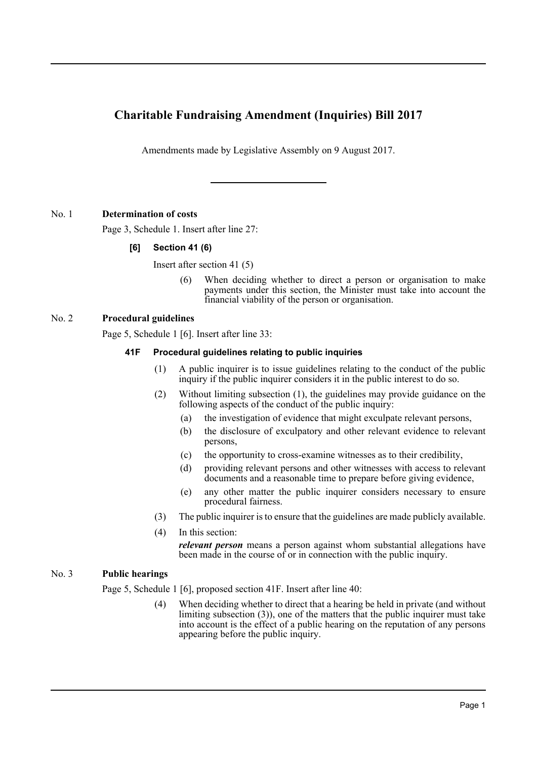# Charitable Fundraising Amendment (Inquiries) Bill 2017

Amendments made by Legislative Assembly on 9 August 2017.

---

## No. 1 Determination of costs

Page 3, Schedule 1. Insert after line 27:

**[6] Section 41 (6)**

Insert after section 41 (5)

(6) When deciding whether to direct a person or organisation to make payments under this section, the Minister must take into account the financial viability of the person or organisation.

## No. 2 Procedural guidelines

Page 5, Schedule 1 [6]. Insert after line 33:

**41F Procedural guidelines relating to public inquiries**

(1) A public inquirer is to issue guidelines relating to the conduct of the public inquiry if the public inquirer considers it in the public interest to do so.

(2) Without limiting subsection (1), the guidelines may provide guidance on the following aspects of the conduct of the public inquiry:

(a) the investigation of evidence that might exculpate relevant persons,

(b) the disclosure of exculpatory and other relevant evidence to relevant persons,

(c) the opportunity to cross-examine witnesses as to their credibility,

(d) providing relevant persons and other witnesses with access to relevant documents and a reasonable time to prepare before giving evidence,

(e) any other matter the public inquirer considers necessary to ensure procedural fairness.

(3) The public inquirer is to ensure that the guidelines are made publicly available.

(4) In this section:

***relevant person*** means a person against whom substantial allegations have been made in the course of or in connection with the public inquiry.

## No. 3 Public hearings

Page 5, Schedule 1 [6], proposed section 41F. Insert after line 40:

(4) When deciding whether to direct that a hearing be held in private (and without limiting subsection (3)), one of the matters that the public inquirer must take into account is the effect of a public hearing on the reputation of any persons appearing before the public inquiry.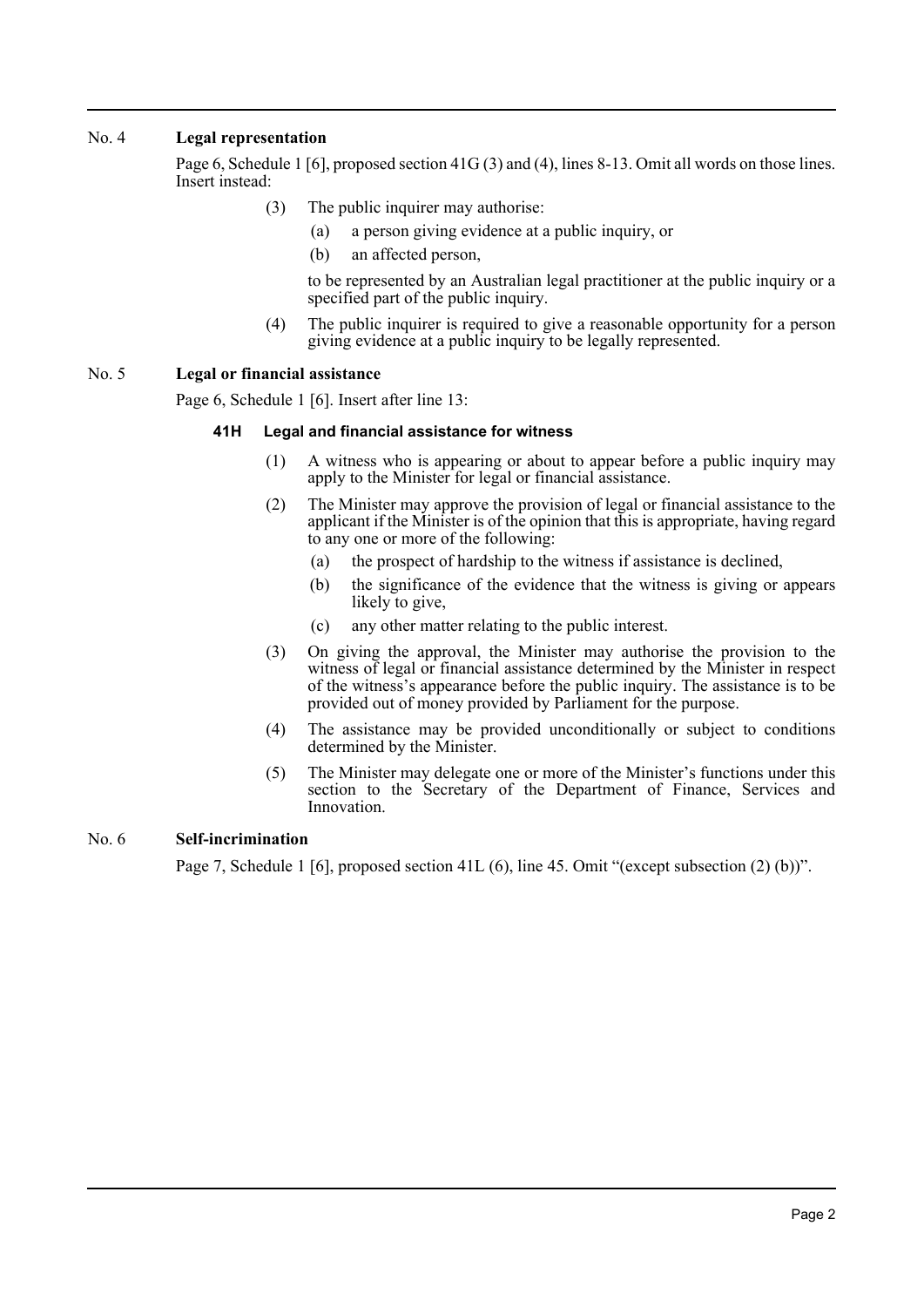No. 4 **Legal representation**

Page 6, Schedule 1 [6], proposed section 41G (3) and (4), lines 8-13. Omit all words on those lines. Insert instead:

(3) The public inquirer may authorise:

(a) a person giving evidence at a public inquiry, or

(b) an affected person,

to be represented by an Australian legal practitioner at the public inquiry or a specified part of the public inquiry.

(4) The public inquirer is required to give a reasonable opportunity for a person giving evidence at a public inquiry to be legally represented.

No. 5 **Legal or financial assistance**

Page 6, Schedule 1 [6]. Insert after line 13:

**41H Legal and financial assistance for witness**

(1) A witness who is appearing or about to appear before a public inquiry may apply to the Minister for legal or financial assistance.

(2) The Minister may approve the provision of legal or financial assistance to the applicant if the Minister is of the opinion that this is appropriate, having regard to any one or more of the following:

(a) the prospect of hardship to the witness if assistance is declined,

(b) the significance of the evidence that the witness is giving or appears likely to give,

(c) any other matter relating to the public interest.

(3) On giving the approval, the Minister may authorise the provision to the witness of legal or financial assistance determined by the Minister in respect of the witness's appearance before the public inquiry. The assistance is to be provided out of money provided by Parliament for the purpose.

(4) The assistance may be provided unconditionally or subject to conditions determined by the Minister.

(5) The Minister may delegate one or more of the Minister's functions under this section to the Secretary of the Department of Finance, Services and Innovation.

No. 6 **Self-incrimination**

Page 7, Schedule 1 [6], proposed section 41L (6), line 45. Omit "(except subsection (2) (b))".